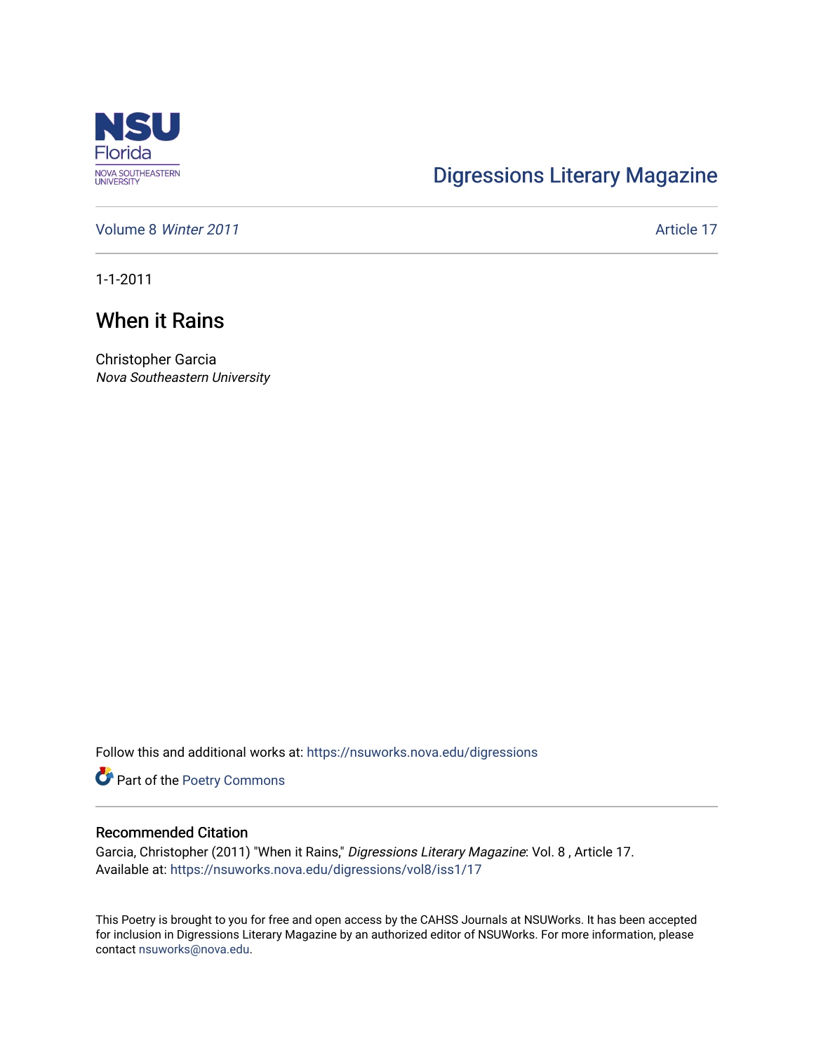NSU Florida
NOVA SOUTHEASTERN UNIVERSITY

Digressions Literary Magazine

Volume 8 *Winter 2011*

Article 17

1-1-2011

# When it Rains

Christopher Garcia
*Nova Southeastern University*

Follow this and additional works at: https://nsuworks.nova.edu/digressions

Part of the Poetry Commons

## Recommended Citation

Garcia, Christopher (2011) "When it Rains," *Digressions Literary Magazine*: Vol. 8 , Article 17.
Available at: https://nsuworks.nova.edu/digressions/vol8/iss1/17

This Poetry is brought to you for free and open access by the CAHSS Journals at NSUWorks. It has been accepted for inclusion in Digressions Literary Magazine by an authorized editor of NSUWorks. For more information, please contact nsuworks@nova.edu.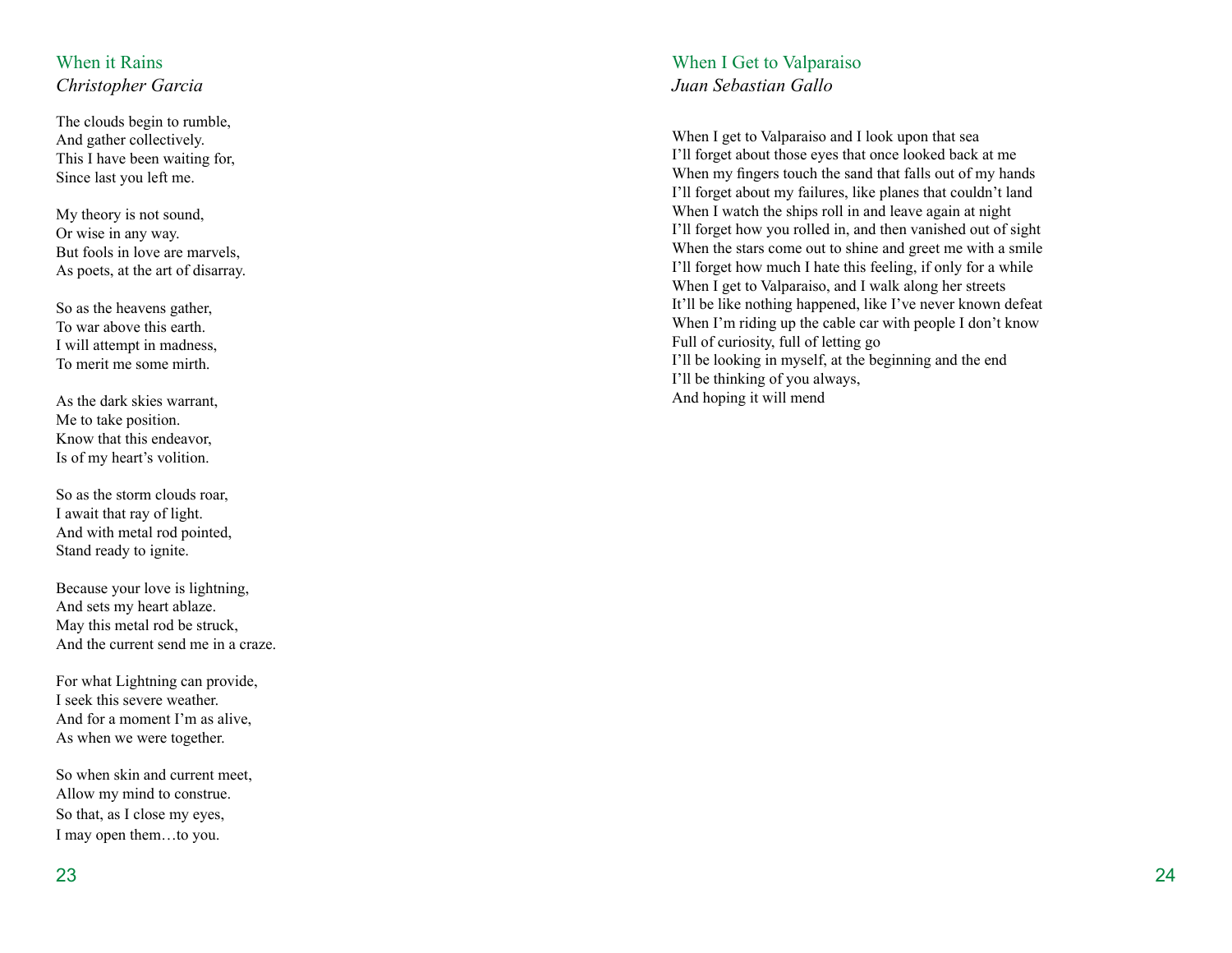## When it Rains

*Christopher Garcia*

The clouds begin to rumble,
And gather collectively.
This I have been waiting for,
Since last you left me.

My theory is not sound,
Or wise in any way.
But fools in love are marvels,
As poets, at the art of disarray.

So as the heavens gather,
To war above this earth.
I will attempt in madness,
To merit me some mirth.

As the dark skies warrant,
Me to take position.
Know that this endeavor,
Is of my heart's volition.

So as the storm clouds roar,
I await that ray of light.
And with metal rod pointed,
Stand ready to ignite.

Because your love is lightning,
And sets my heart ablaze.
May this metal rod be struck,
And the current send me in a craze.

For what Lightning can provide,
I seek this severe weather.
And for a moment I'm as alive,
As when we were together.

So when skin and current meet,
Allow my mind to construe.
So that, as I close my eyes,
I may open them…to you.

## When I Get to Valparaiso

*Juan Sebastian Gallo*

When I get to Valparaiso and I look upon that sea
I'll forget about those eyes that once looked back at me
When my fingers touch the sand that falls out of my hands
I'll forget about my failures, like planes that couldn't land
When I watch the ships roll in and leave again at night
I'll forget how you rolled in, and then vanished out of sight
When the stars come out to shine and greet me with a smile
I'll forget how much I hate this feeling, if only for a while
When I get to Valparaiso, and I walk along her streets
It'll be like nothing happened, like I've never known defeat
When I'm riding up the cable car with people I don't know
Full of curiosity, full of letting go
I'll be looking in myself, at the beginning and the end
I'll be thinking of you always,
And hoping it will mend